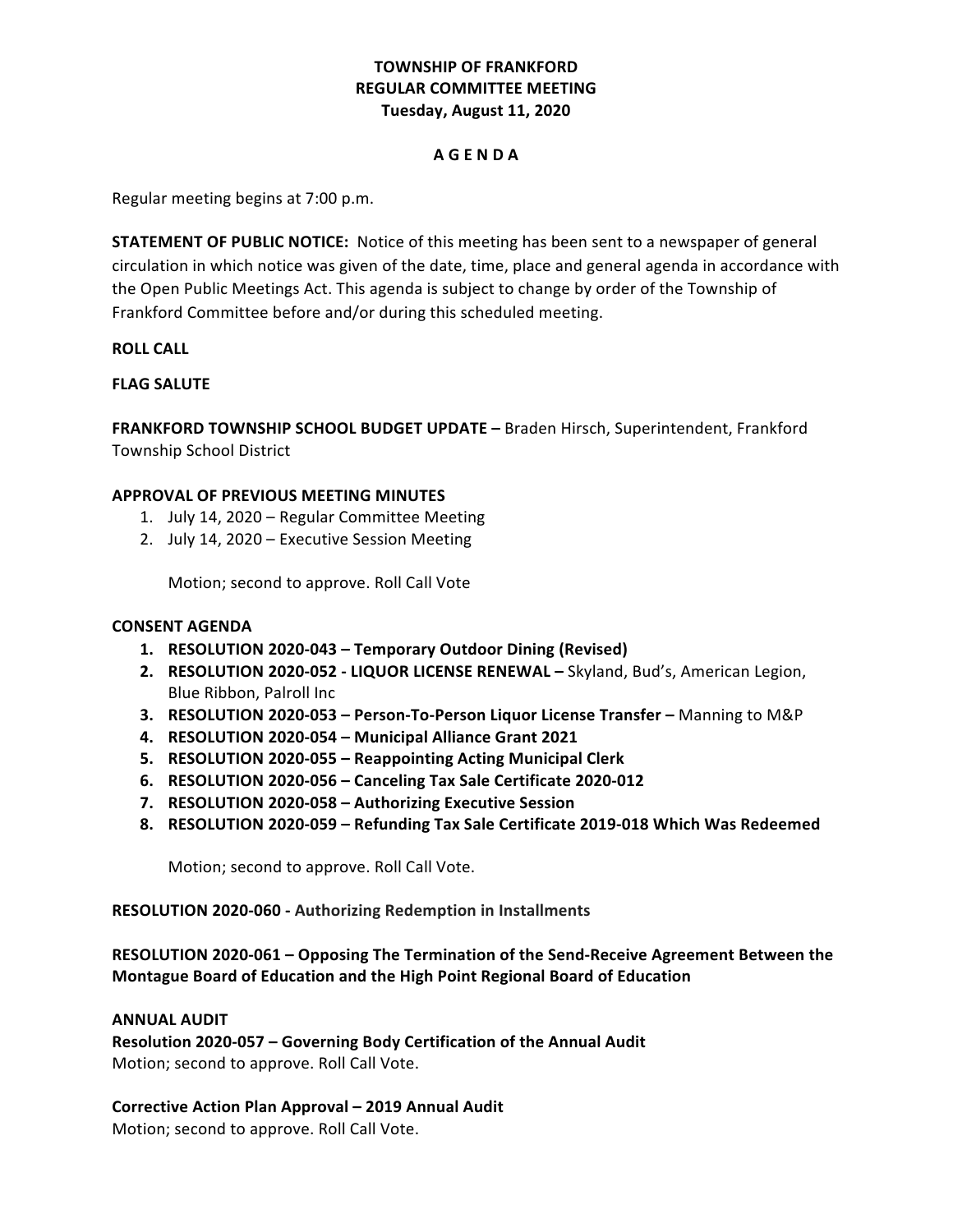# TOWNSHIP OF FRANKFORD
## REGULAR COMMITTEE MEETING
### Tuesday, August 11, 2020

**A G E N D A**

Regular meeting begins at 7:00 p.m.

**STATEMENT OF PUBLIC NOTICE:** Notice of this meeting has been sent to a newspaper of general circulation in which notice was given of the date, time, place and general agenda in accordance with the Open Public Meetings Act. This agenda is subject to change by order of the Township of Frankford Committee before and/or during this scheduled meeting.

**ROLL CALL**

**FLAG SALUTE**

**FRANKFORD TOWNSHIP SCHOOL BUDGET UPDATE –** Braden Hirsch, Superintendent, Frankford Township School District

**APPROVAL OF PREVIOUS MEETING MINUTES**

1. July 14, 2020 – Regular Committee Meeting
2. July 14, 2020 – Executive Session Meeting

   Motion; second to approve. Roll Call Vote

**CONSENT AGENDA**

1. **RESOLUTION 2020-043 – Temporary Outdoor Dining (Revised)**
2. **RESOLUTION 2020-052 - LIQUOR LICENSE RENEWAL –** Skyland, Bud's, American Legion, Blue Ribbon, Palroll Inc
3. **RESOLUTION 2020-053 – Person-To-Person Liquor License Transfer –** Manning to M&P
4. **RESOLUTION 2020-054 – Municipal Alliance Grant 2021**
5. **RESOLUTION 2020-055 – Reappointing Acting Municipal Clerk**
6. **RESOLUTION 2020-056 – Canceling Tax Sale Certificate 2020-012**
7. **RESOLUTION 2020-058 – Authorizing Executive Session**
8. **RESOLUTION 2020-059 – Refunding Tax Sale Certificate 2019-018 Which Was Redeemed**

   Motion; second to approve. Roll Call Vote.

**RESOLUTION 2020-060 - Authorizing Redemption in Installments**

**RESOLUTION 2020-061 – Opposing The Termination of the Send-Receive Agreement Between the Montague Board of Education and the High Point Regional Board of Education**

**ANNUAL AUDIT**

**Resolution 2020-057 – Governing Body Certification of the Annual Audit**
Motion; second to approve. Roll Call Vote.

**Corrective Action Plan Approval – 2019 Annual Audit**
Motion; second to approve. Roll Call Vote.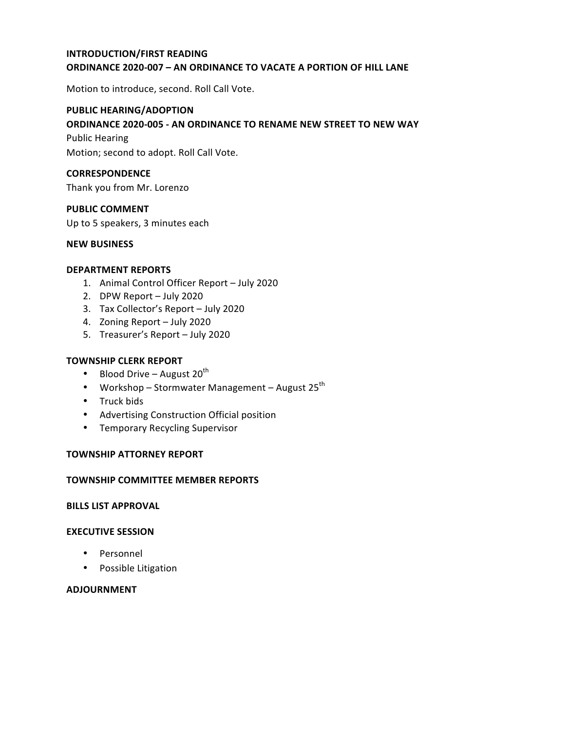**INTRODUCTION/FIRST READING**
**ORDINANCE 2020-007 – AN ORDINANCE TO VACATE A PORTION OF HILL LANE**

Motion to introduce, second. Roll Call Vote.

**PUBLIC HEARING/ADOPTION**
**ORDINANCE 2020-005 - AN ORDINANCE TO RENAME NEW STREET TO NEW WAY**
Public Hearing
Motion; second to adopt. Roll Call Vote.

**CORRESPONDENCE**
Thank you from Mr. Lorenzo

**PUBLIC COMMENT**
Up to 5 speakers, 3 minutes each

**NEW BUSINESS**

**DEPARTMENT REPORTS**

1. Animal Control Officer Report – July 2020
2. DPW Report – July 2020
3. Tax Collector's Report – July 2020
4. Zoning Report – July 2020
5. Treasurer's Report – July 2020

**TOWNSHIP CLERK REPORT**

- Blood Drive – August 20th
- Workshop – Stormwater Management – August 25th
- Truck bids
- Advertising Construction Official position
- Temporary Recycling Supervisor

**TOWNSHIP ATTORNEY REPORT**

**TOWNSHIP COMMITTEE MEMBER REPORTS**

**BILLS LIST APPROVAL**

**EXECUTIVE SESSION**

- Personnel
- Possible Litigation

**ADJOURNMENT**